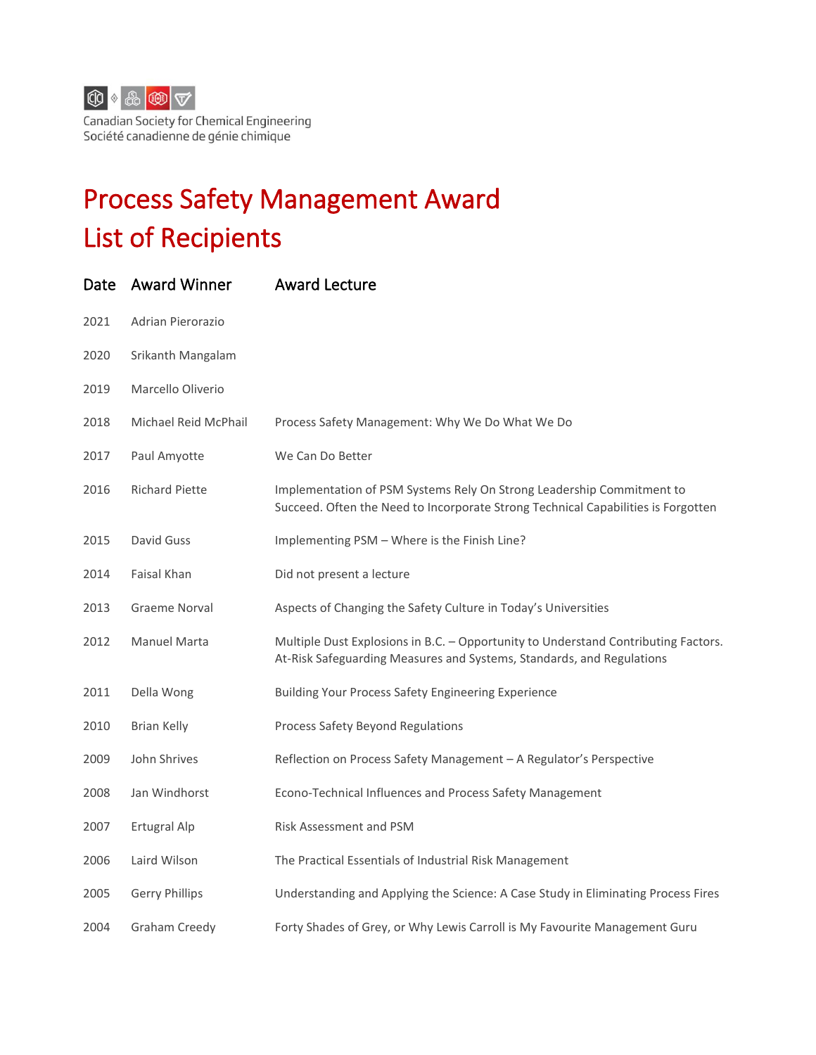Canadian Society for Chemical Engineering
Société canadienne de génie chimique

# Process Safety Management Award
# List of Recipients

| Date | Award Winner | Award Lecture |
|---|---|---|
| 2021 | Adrian Pierorazio | |
| 2020 | Srikanth Mangalam | |
| 2019 | Marcello Oliverio | |
| 2018 | Michael Reid McPhail | Process Safety Management: Why We Do What We Do |
| 2017 | Paul Amyotte | We Can Do Better |
| 2016 | Richard Piette | Implementation of PSM Systems Rely On Strong Leadership Commitment to Succeed. Often the Need to Incorporate Strong Technical Capabilities is Forgotten |
| 2015 | David Guss | Implementing PSM – Where is the Finish Line? |
| 2014 | Faisal Khan | Did not present a lecture |
| 2013 | Graeme Norval | Aspects of Changing the Safety Culture in Today's Universities |
| 2012 | Manuel Marta | Multiple Dust Explosions in B.C. – Opportunity to Understand Contributing Factors. At-Risk Safeguarding Measures and Systems, Standards, and Regulations |
| 2011 | Della Wong | Building Your Process Safety Engineering Experience |
| 2010 | Brian Kelly | Process Safety Beyond Regulations |
| 2009 | John Shrives | Reflection on Process Safety Management – A Regulator's Perspective |
| 2008 | Jan Windhorst | Econo-Technical Influences and Process Safety Management |
| 2007 | Ertugral Alp | Risk Assessment and PSM |
| 2006 | Laird Wilson | The Practical Essentials of Industrial Risk Management |
| 2005 | Gerry Phillips | Understanding and Applying the Science: A Case Study in Eliminating Process Fires |
| 2004 | Graham Creedy | Forty Shades of Grey, or Why Lewis Carroll is My Favourite Management Guru |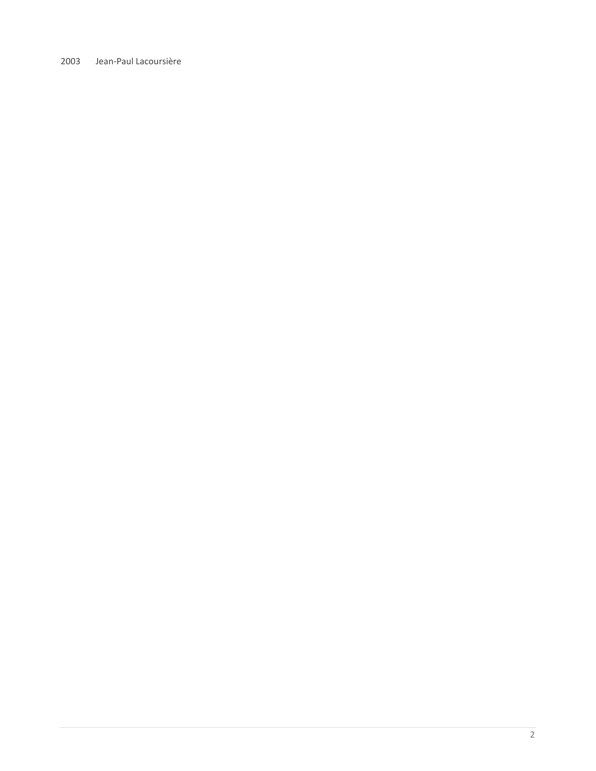2003 Jean-Paul Lacoursière